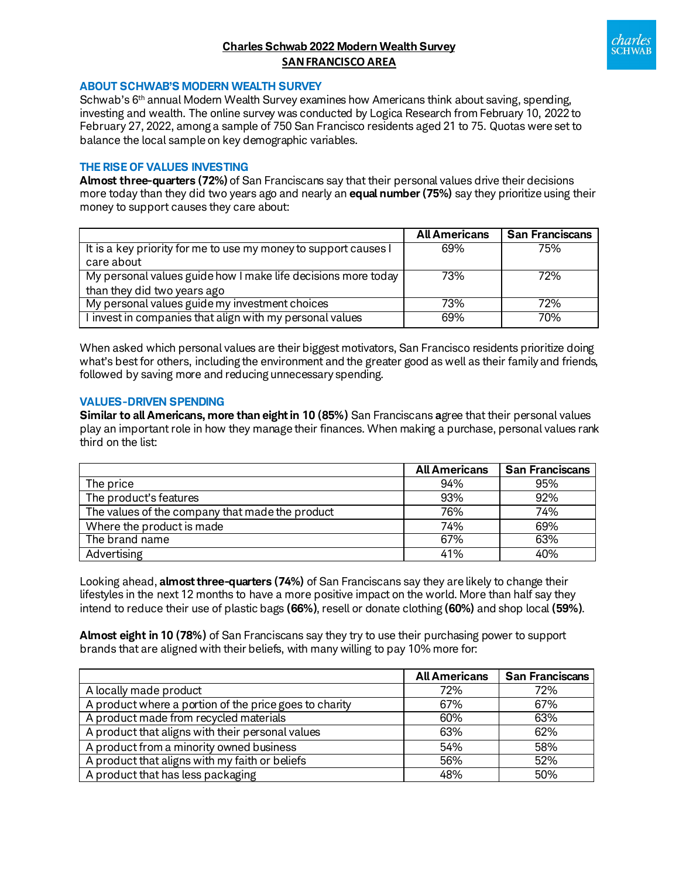# Charles Schwab 2022 Modern Wealth Survey
## SAN FRANCISCO AREA

### ABOUT SCHWAB'S MODERN WEALTH SURVEY

Schwab's 6th annual Modern Wealth Survey examines how Americans think about saving, spending, investing and wealth. The online survey was conducted by Logica Research from February 10, 2022 to February 27, 2022, among a sample of 750 San Francisco residents aged 21 to 75. Quotas were set to balance the local sample on key demographic variables.

### THE RISE OF VALUES INVESTING

**Almost three-quarters (72%)** of San Franciscans say that their personal values drive their decisions more today than they did two years ago and nearly an **equal number (75%)** say they prioritize using their money to support causes they care about:

| | All Americans | San Franciscans |
|---|---|---|
| It is a key priority for me to use my money to support causes I care about | 69% | 75% |
| My personal values guide how I make life decisions more today than they did two years ago | 73% | 72% |
| My personal values guide my investment choices | 73% | 72% |
| I invest in companies that align with my personal values | 69% | 70% |

When asked which personal values are their biggest motivators, San Francisco residents prioritize doing what's best for others, including the environment and the greater good as well as their family and friends, followed by saving more and reducing unnecessary spending.

### VALUES-DRIVEN SPENDING

**Similar to all Americans, more than eight in 10 (85%)** San Franciscans agree that their personal values play an important role in how they manage their finances. When making a purchase, personal values rank third on the list:

| | All Americans | San Franciscans |
|---|---|---|
| The price | 94% | 95% |
| The product's features | 93% | 92% |
| The values of the company that made the product | 76% | 74% |
| Where the product is made | 74% | 69% |
| The brand name | 67% | 63% |
| Advertising | 41% | 40% |

Looking ahead, **almost three-quarters (74%)** of San Franciscans say they are likely to change their lifestyles in the next 12 months to have a more positive impact on the world. More than half say they intend to reduce their use of plastic bags **(66%)**, resell or donate clothing **(60%)** and shop local **(59%)**.

**Almost eight in 10 (78%)** of San Franciscans say they try to use their purchasing power to support brands that are aligned with their beliefs, with many willing to pay 10% more for:

| | All Americans | San Franciscans |
|---|---|---|
| A locally made product | 72% | 72% |
| A product where a portion of the price goes to charity | 67% | 67% |
| A product made from recycled materials | 60% | 63% |
| A product that aligns with their personal values | 63% | 62% |
| A product from a minority owned business | 54% | 58% |
| A product that aligns with my faith or beliefs | 56% | 52% |
| A product that has less packaging | 48% | 50% |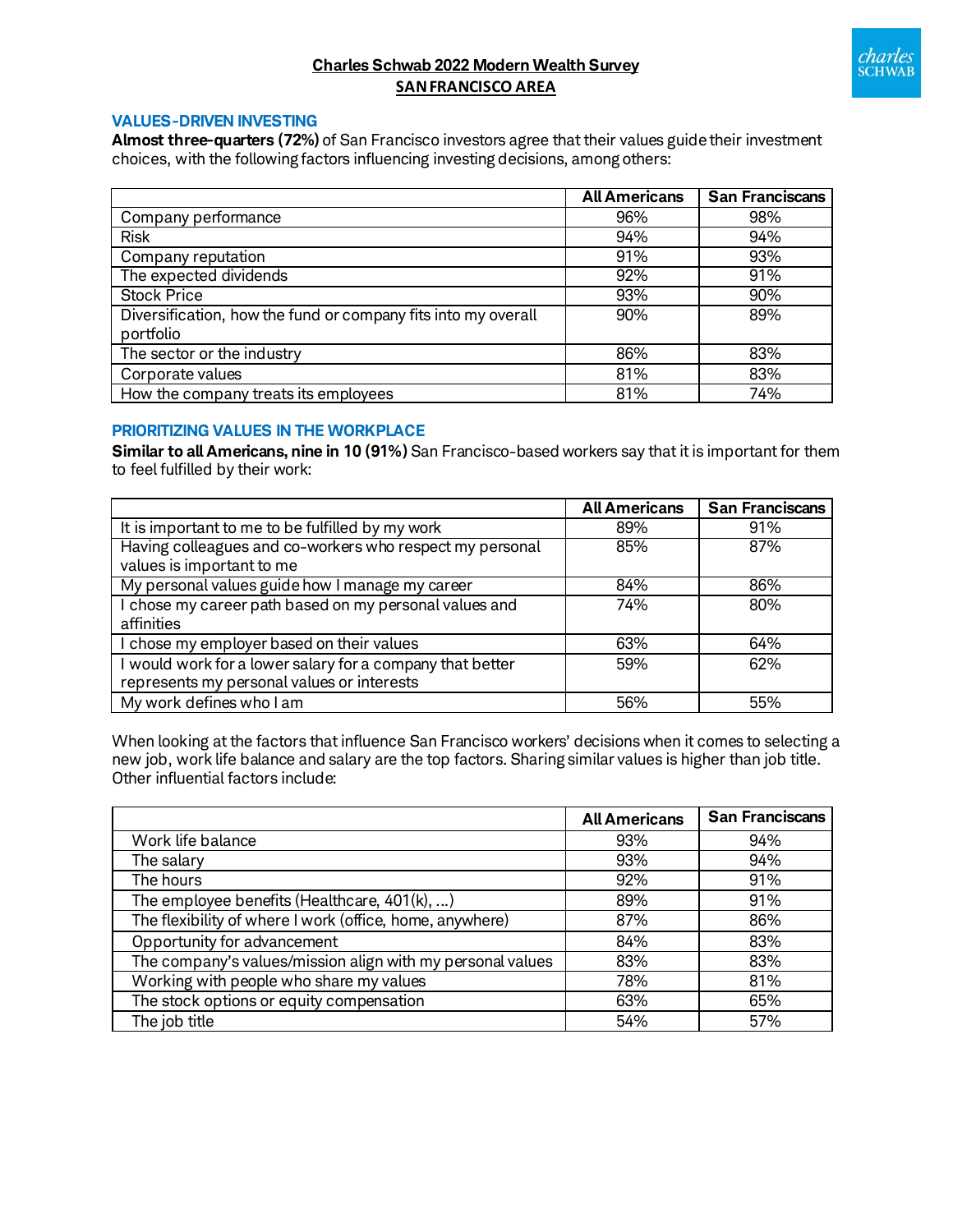# Charles Schwab 2022 Modern Wealth Survey
## SAN FRANCISCO AREA

### VALUES-DRIVEN INVESTING

**Almost three-quarters (72%)** of San Francisco investors agree that their values guide their investment choices, with the following factors influencing investing decisions, among others:

| | All Americans | San Franciscans |
|---|---|---|
| Company performance | 96% | 98% |
| Risk | 94% | 94% |
| Company reputation | 91% | 93% |
| The expected dividends | 92% | 91% |
| Stock Price | 93% | 90% |
| Diversification, how the fund or company fits into my overall portfolio | 90% | 89% |
| The sector or the industry | 86% | 83% |
| Corporate values | 81% | 83% |
| How the company treats its employees | 81% | 74% |

### PRIORITIZING VALUES IN THE WORKPLACE

**Similar to all Americans, nine in 10 (91%)** San Francisco-based workers say that it is important for them to feel fulfilled by their work:

| | All Americans | San Franciscans |
|---|---|---|
| It is important to me to be fulfilled by my work | 89% | 91% |
| Having colleagues and co-workers who respect my personal values is important to me | 85% | 87% |
| My personal values guide how I manage my career | 84% | 86% |
| I chose my career path based on my personal values and affinities | 74% | 80% |
| I chose my employer based on their values | 63% | 64% |
| I would work for a lower salary for a company that better represents my personal values or interests | 59% | 62% |
| My work defines who I am | 56% | 55% |

When looking at the factors that influence San Francisco workers' decisions when it comes to selecting a new job, work life balance and salary are the top factors. Sharing similar values is higher than job title. Other influential factors include:

| | All Americans | San Franciscans |
|---|---|---|
| Work life balance | 93% | 94% |
| The salary | 93% | 94% |
| The hours | 92% | 91% |
| The employee benefits (Healthcare, 401(k), ...) | 89% | 91% |
| The flexibility of where I work (office, home, anywhere) | 87% | 86% |
| Opportunity for advancement | 84% | 83% |
| The company's values/mission align with my personal values | 83% | 83% |
| Working with people who share my values | 78% | 81% |
| The stock options or equity compensation | 63% | 65% |
| The job title | 54% | 57% |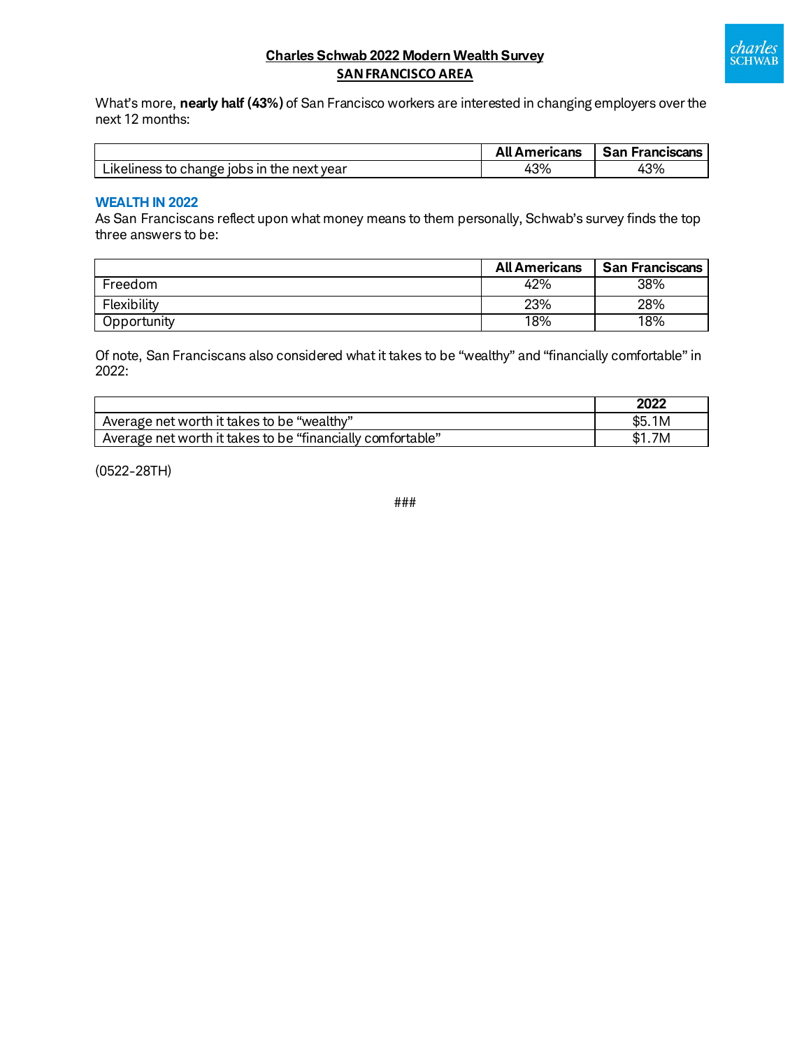**Charles Schwab 2022 Modern Wealth Survey**
**SAN FRANCISCO AREA**

What's more, **nearly half (43%)** of San Francisco workers are interested in changing employers over the next 12 months:

| | All Americans | San Franciscans |
|---|---|---|
| Likeliness to change jobs in the next year | 43% | 43% |

## WEALTH IN 2022

As San Franciscans reflect upon what money means to them personally, Schwab's survey finds the top three answers to be:

| | All Americans | San Franciscans |
|---|---|---|
| Freedom | 42% | 38% |
| Flexibility | 23% | 28% |
| Opportunity | 18% | 18% |

Of note, San Franciscans also considered what it takes to be "wealthy" and "financially comfortable" in 2022:

| | 2022 |
|---|---|
| Average net worth it takes to be "wealthy" | $5.1M |
| Average net worth it takes to be "financially comfortable" | $1.7M |

(0522-28TH)

###